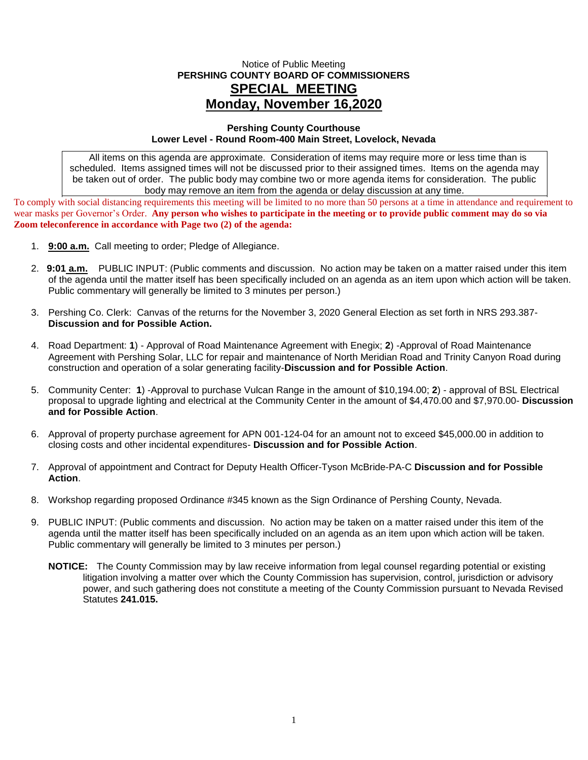Notice of Public Meeting

**PERSHING COUNTY BOARD OF COMMISSIONERS**

# SPECIAL MEETING

## Monday, November 16,2020

**Pershing County Courthouse**
**Lower Level - Round Room-400 Main Street, Lovelock, Nevada**

All items on this agenda are approximate. Consideration of items may require more or less time than is scheduled. Items assigned times will not be discussed prior to their assigned times. Items on the agenda may be taken out of order. The public body may combine two or more agenda items for consideration. The public body may remove an item from the agenda or delay discussion at any time.

To comply with social distancing requirements this meeting will be limited to no more than 50 persons at a time in attendance and requirement to wear masks per Governor's Order. **Any person who wishes to participate in the meeting or to provide public comment may do so via Zoom teleconference in accordance with Page two (2) of the agenda:**

1. **9:00 a.m.** Call meeting to order; Pledge of Allegiance.

2. **9:01 a.m.** PUBLIC INPUT: (Public comments and discussion. No action may be taken on a matter raised under this item of the agenda until the matter itself has been specifically included on an agenda as an item upon which action will be taken. Public commentary will generally be limited to 3 minutes per person.)

3. Pershing Co. Clerk: Canvas of the returns for the November 3, 2020 General Election as set forth in NRS 293.387- **Discussion and for Possible Action.**

4. Road Department: **1**) - Approval of Road Maintenance Agreement with Enegix; **2**) -Approval of Road Maintenance Agreement with Pershing Solar, LLC for repair and maintenance of North Meridian Road and Trinity Canyon Road during construction and operation of a solar generating facility-**Discussion and for Possible Action**.

5. Community Center: **1**) -Approval to purchase Vulcan Range in the amount of $10,194.00; **2**) - approval of BSL Electrical proposal to upgrade lighting and electrical at the Community Center in the amount of $4,470.00 and $7,970.00- **Discussion and for Possible Action**.

6. Approval of property purchase agreement for APN 001-124-04 for an amount not to exceed $45,000.00 in addition to closing costs and other incidental expenditures- **Discussion and for Possible Action**.

7. Approval of appointment and Contract for Deputy Health Officer-Tyson McBride-PA-C **Discussion and for Possible Action**.

8. Workshop regarding proposed Ordinance #345 known as the Sign Ordinance of Pershing County, Nevada.

9. PUBLIC INPUT: (Public comments and discussion. No action may be taken on a matter raised under this item of the agenda until the matter itself has been specifically included on an agenda as an item upon which action will be taken. Public commentary will generally be limited to 3 minutes per person.)

   **NOTICE:** The County Commission may by law receive information from legal counsel regarding potential or existing litigation involving a matter over which the County Commission has supervision, control, jurisdiction or advisory power, and such gathering does not constitute a meeting of the County Commission pursuant to Nevada Revised Statutes **241.015.**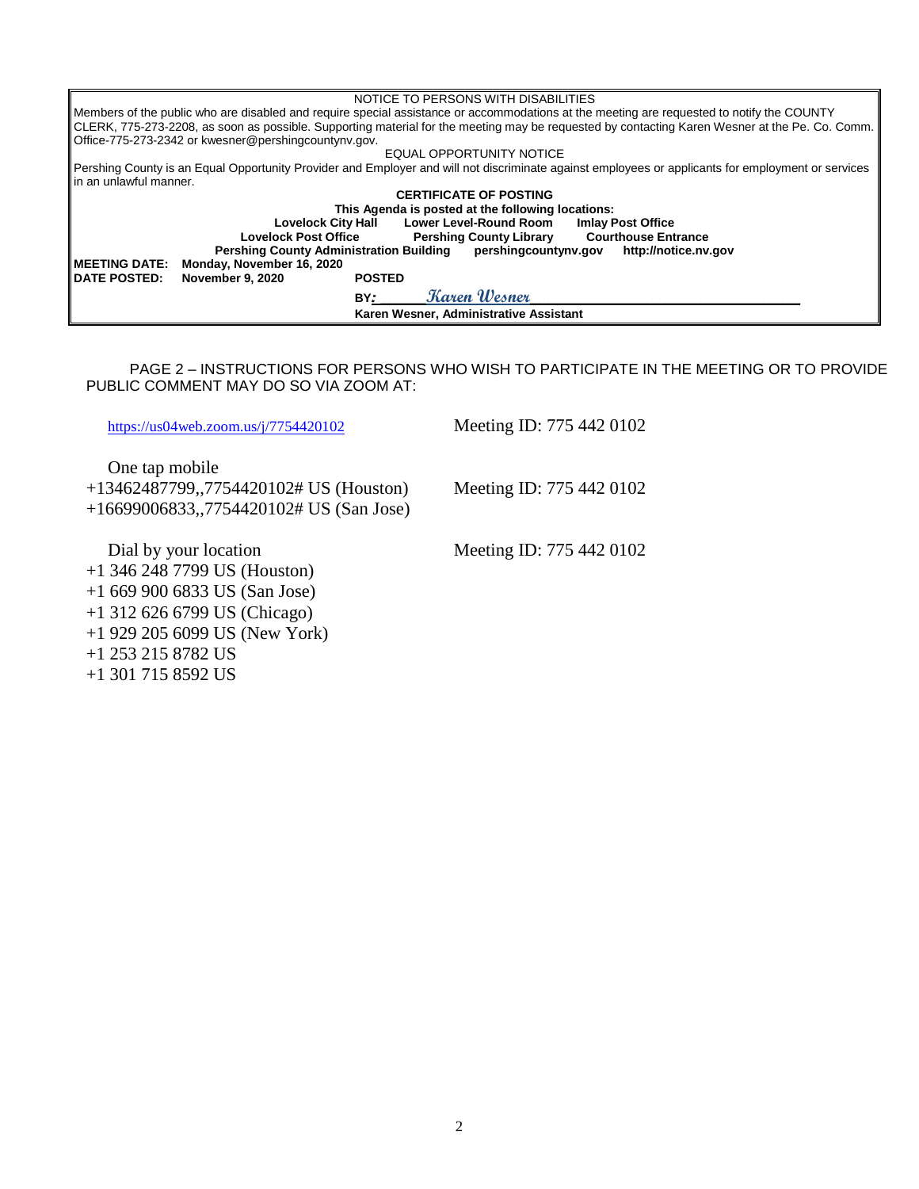NOTICE TO PERSONS WITH DISABILITIES

Members of the public who are disabled and require special assistance or accommodations at the meeting are requested to notify the COUNTY CLERK, 775-273-2208, as soon as possible. Supporting material for the meeting may be requested by contacting Karen Wesner at the Pe. Co. Comm. Office-775-273-2342 or kwesner@pershingcountynv.gov.

EQUAL OPPORTUNITY NOTICE

Pershing County is an Equal Opportunity Provider and Employer and will not discriminate against employees or applicants for employment or services in an unlawful manner.

**CERTIFICATE OF POSTING**

**This Agenda is posted at the following locations:**

**Lovelock City Hall   Lower Level-Round Room   Imlay Post Office**

**Lovelock Post Office   Pershing County Library   Courthouse Entrance**

**Pershing County Administration Building   pershingcountynv.gov   http://notice.nv.gov**

**MEETING DATE:** **Monday, November 16, 2020**

**DATE POSTED:** **November 9, 2020**   **POSTED**

**BY:** *Karen Wesner*

**Karen Wesner, Administrative Assistant**

PAGE 2 – INSTRUCTIONS FOR PERSONS WHO WISH TO PARTICIPATE IN THE MEETING OR TO PROVIDE PUBLIC COMMENT MAY DO SO VIA ZOOM AT:

https://us04web.zoom.us/j/7754420102   Meeting ID: 775 442 0102

One tap mobile
+13462487799,,7754420102# US (Houston)   Meeting ID: 775 442 0102
+16699006833,,7754420102# US (San Jose)

Dial by your location   Meeting ID: 775 442 0102
+1 346 248 7799 US (Houston)
+1 669 900 6833 US (San Jose)
+1 312 626 6799 US (Chicago)
+1 929 205 6099 US (New York)
+1 253 215 8782 US
+1 301 715 8592 US